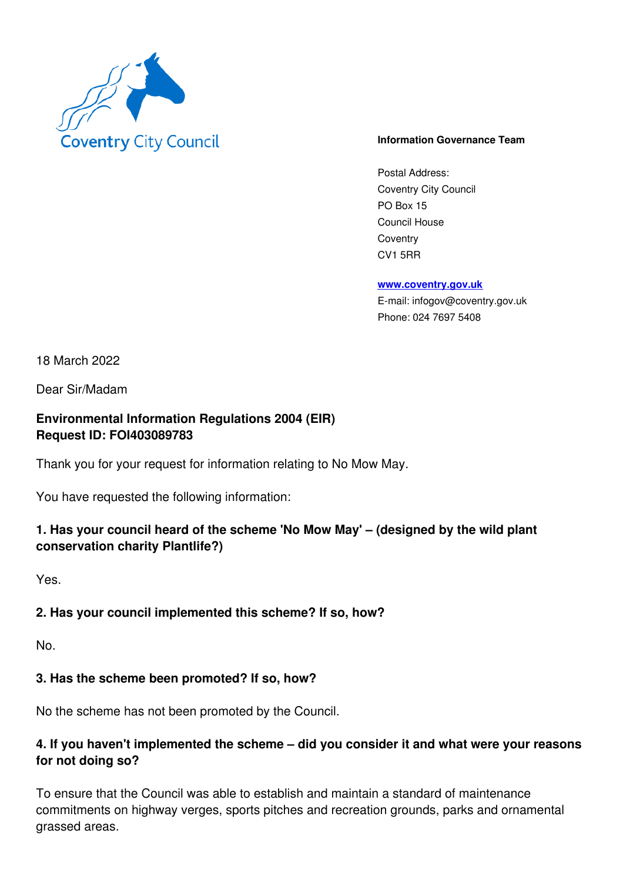Coventry City Council

**Information Governance Team**

Postal Address:
Coventry City Council
PO Box 15
Council House
Coventry
CV1 5RR

**www.coventry.gov.uk**
E-mail: infogov@coventry.gov.uk
Phone: 024 7697 5408

18 March 2022

Dear Sir/Madam

**Environmental Information Regulations 2004 (EIR)**
**Request ID: FOI403089783**

Thank you for your request for information relating to No Mow May.

You have requested the following information:

**1. Has your council heard of the scheme 'No Mow May' – (designed by the wild plant conservation charity Plantlife?)**

Yes.

**2. Has your council implemented this scheme? If so, how?**

No.

**3. Has the scheme been promoted? If so, how?**

No the scheme has not been promoted by the Council.

**4. If you haven't implemented the scheme – did you consider it and what were your reasons for not doing so?**

To ensure that the Council was able to establish and maintain a standard of maintenance commitments on highway verges, sports pitches and recreation grounds, parks and ornamental grassed areas.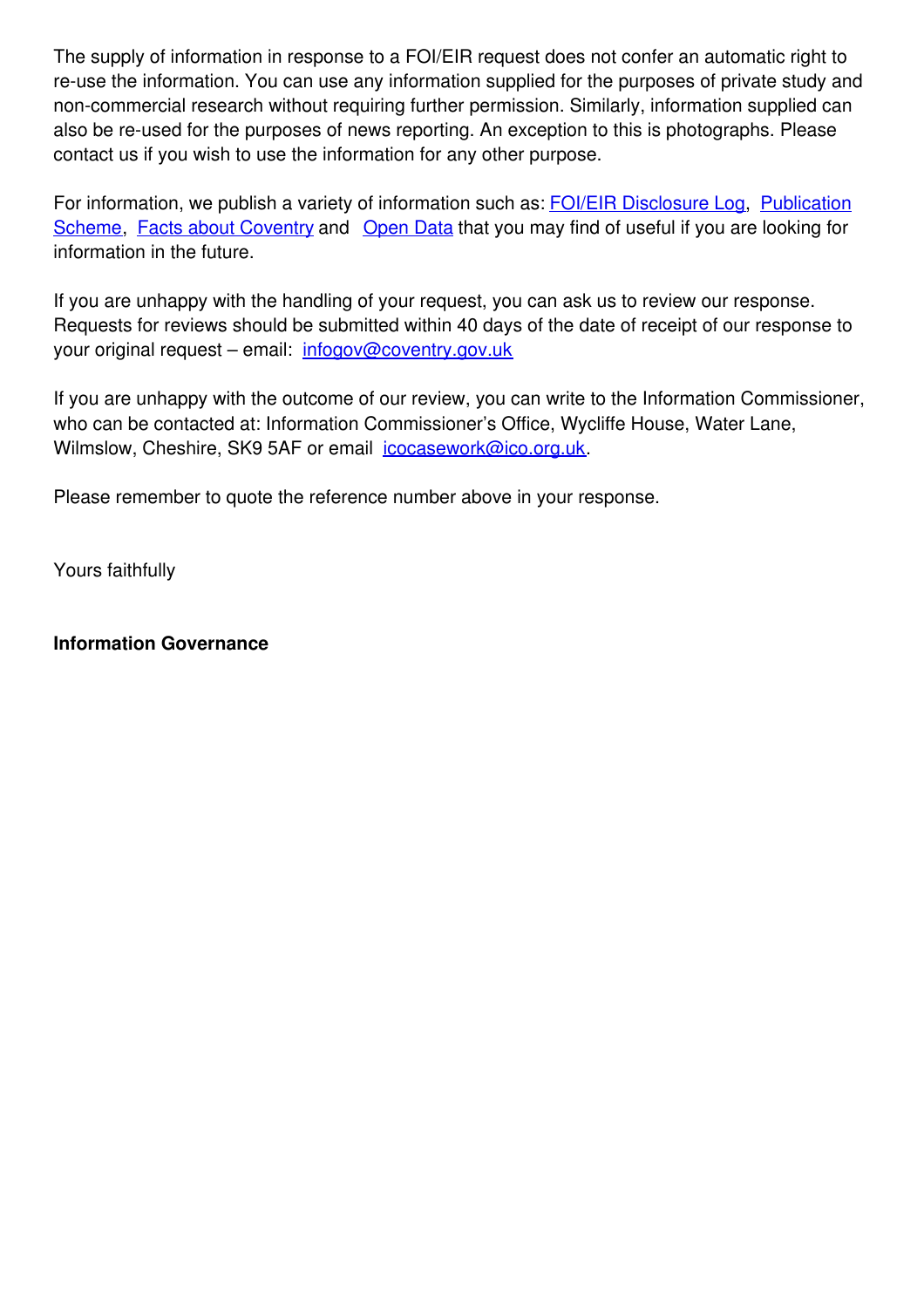The supply of information in response to a FOI/EIR request does not confer an automatic right to re-use the information. You can use any information supplied for the purposes of private study and non-commercial research without requiring further permission. Similarly, information supplied can also be re-used for the purposes of news reporting. An exception to this is photographs. Please contact us if you wish to use the information for any other purpose.

For information, we publish a variety of information such as: FOI/EIR Disclosure Log, Publication Scheme, Facts about Coventry and Open Data that you may find of useful if you are looking for information in the future.

If you are unhappy with the handling of your request, you can ask us to review our response. Requests for reviews should be submitted within 40 days of the date of receipt of our response to your original request – email: infogov@coventry.gov.uk

If you are unhappy with the outcome of our review, you can write to the Information Commissioner, who can be contacted at: Information Commissioner's Office, Wycliffe House, Water Lane, Wilmslow, Cheshire, SK9 5AF or email icocasework@ico.org.uk.

Please remember to quote the reference number above in your response.

Yours faithfully

**Information Governance**